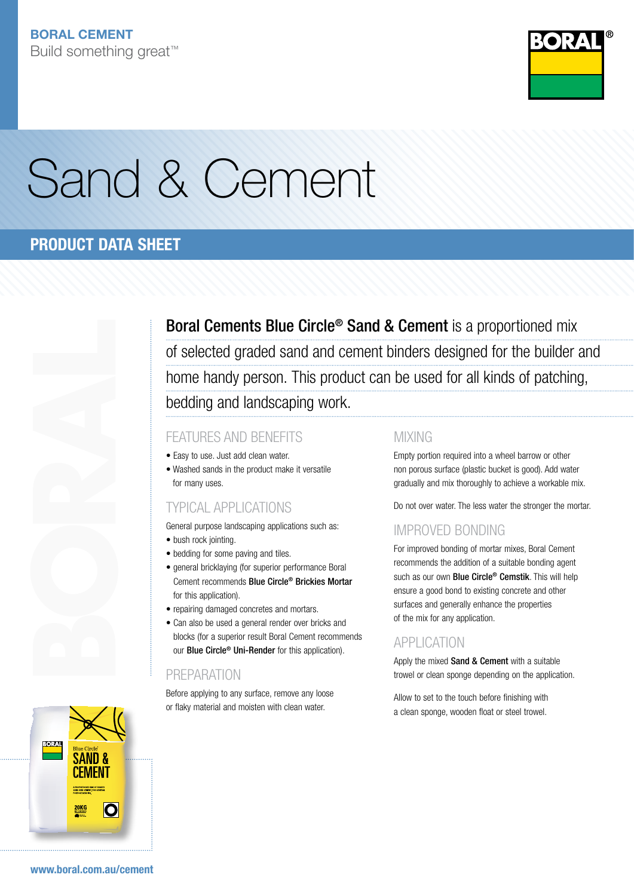**BORAL CEMENT**
Build something great™

# Sand & Cement

## PRODUCT DATA SHEET

**Boral Cements Blue Circle® Sand & Cement** is a proportioned mix of selected graded sand and cement binders designed for the builder and home handy person. This product can be used for all kinds of patching, bedding and landscaping work.

### FEATURES AND BENEFITS

- Easy to use. Just add clean water.
- Washed sands in the product make it versatile for many uses.

### TYPICAL APPLICATIONS

General purpose landscaping applications such as:

- bush rock jointing.
- bedding for some paving and tiles.
- general bricklaying (for superior performance Boral Cement recommends **Blue Circle® Brickies Mortar** for this application).
- repairing damaged concretes and mortars.
- Can also be used a general render over bricks and blocks (for a superior result Boral Cement recommends our **Blue Circle® Uni-Render** for this application).

### PREPARATION

Before applying to any surface, remove any loose or flaky material and moisten with clean water.

### MIXING

Empty portion required into a wheel barrow or other non porous surface (plastic bucket is good). Add water gradually and mix thoroughly to achieve a workable mix.

Do not over water. The less water the stronger the mortar.

### IMPROVED BONDING

For improved bonding of mortar mixes, Boral Cement recommends the addition of a suitable bonding agent such as our own **Blue Circle® Cemstik**. This will help ensure a good bond to existing concrete and other surfaces and generally enhance the properties of the mix for any application.

### APPLICATION

Apply the mixed **Sand & Cement** with a suitable trowel or clean sponge depending on the application.

Allow to set to the touch before finishing with a clean sponge, wooden float or steel trowel.

www.boral.com.au/cement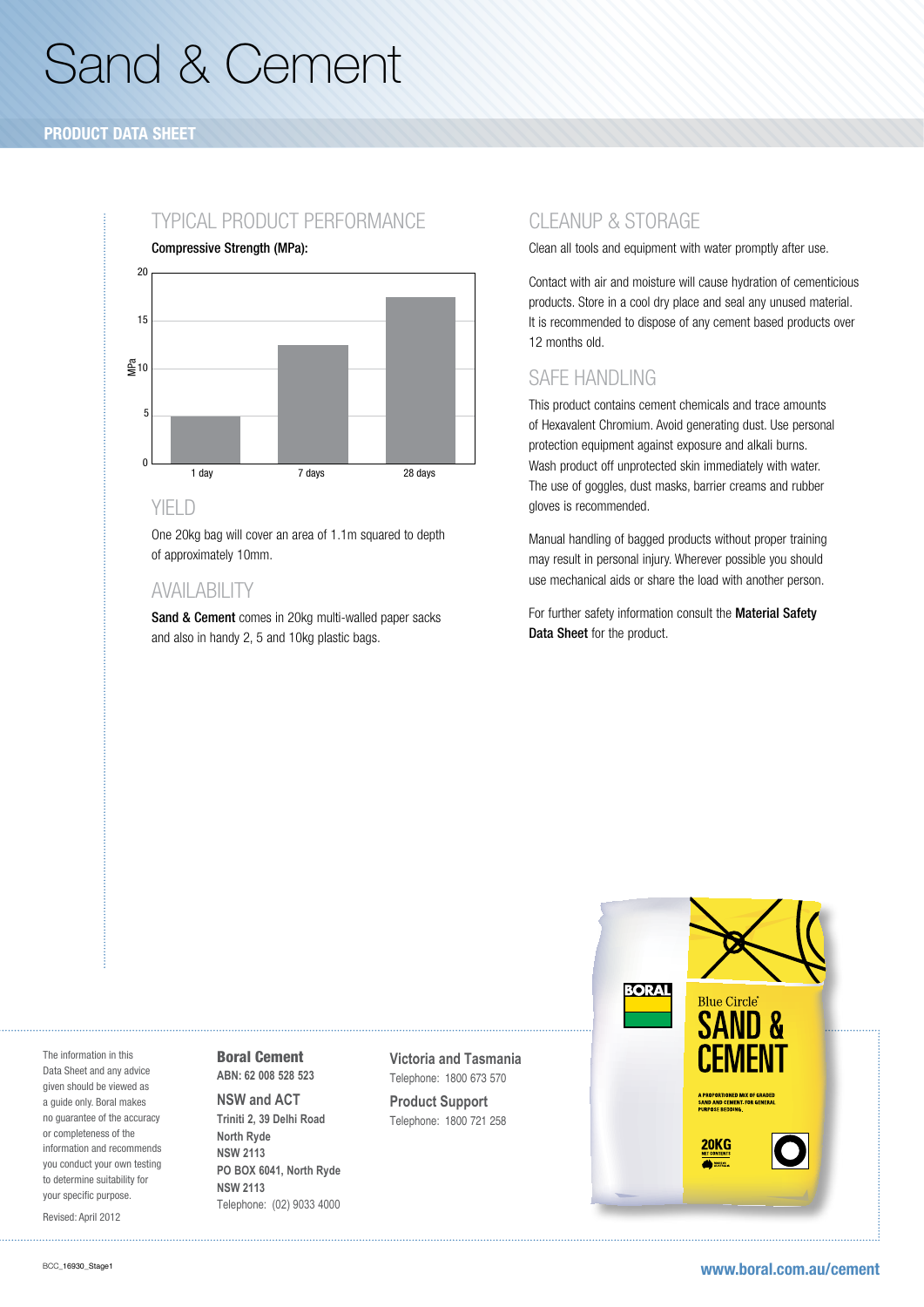# Sand & Cement

**PRODUCT DATA SHEET**

## TYPICAL PRODUCT PERFORMANCE

**Compressive Strength (MPa):**

MPa
20
15
10
5
0
1 day
7 days
28 days

## YIELD

One 20kg bag will cover an area of 1.1m squared to depth of approximately 10mm.

## AVAILABILITY

**Sand & Cement** comes in 20kg multi-walled paper sacks and also in handy 2, 5 and 10kg plastic bags.

## CLEANUP & STORAGE

Clean all tools and equipment with water promptly after use.

Contact with air and moisture will cause hydration of cementicious products. Store in a cool dry place and seal any unused material. It is recommended to dispose of any cement based products over 12 months old.

## SAFE HANDLING

This product contains cement chemicals and trace amounts of Hexavalent Chromium. Avoid generating dust. Use personal protection equipment against exposure and alkali burns. Wash product off unprotected skin immediately with water. The use of goggles, dust masks, barrier creams and rubber gloves is recommended.

Manual handling of bagged products without proper training may result in personal injury. Wherever possible you should use mechanical aids or share the load with another person.

For further safety information consult the **Material Safety Data Sheet** for the product.

The information in this Data Sheet and any advice given should be viewed as a guide only. Boral makes no guarantee of the accuracy or completeness of the information and recommends you conduct your own testing to determine suitability for your specific purpose.

Revised: April 2012

**Boral Cement**
**ABN: 62 008 528 523**

**NSW and ACT**
**Triniti 2, 39 Delhi Road**
**North Ryde**
**NSW 2113**
**PO BOX 6041, North Ryde**
**NSW 2113**
Telephone: (02) 9033 4000

**Victoria and Tasmania**
Telephone: 1800 673 570

**Product Support**
Telephone: 1800 721 258

BCC_16930_Stage1

**www.boral.com.au/cement**